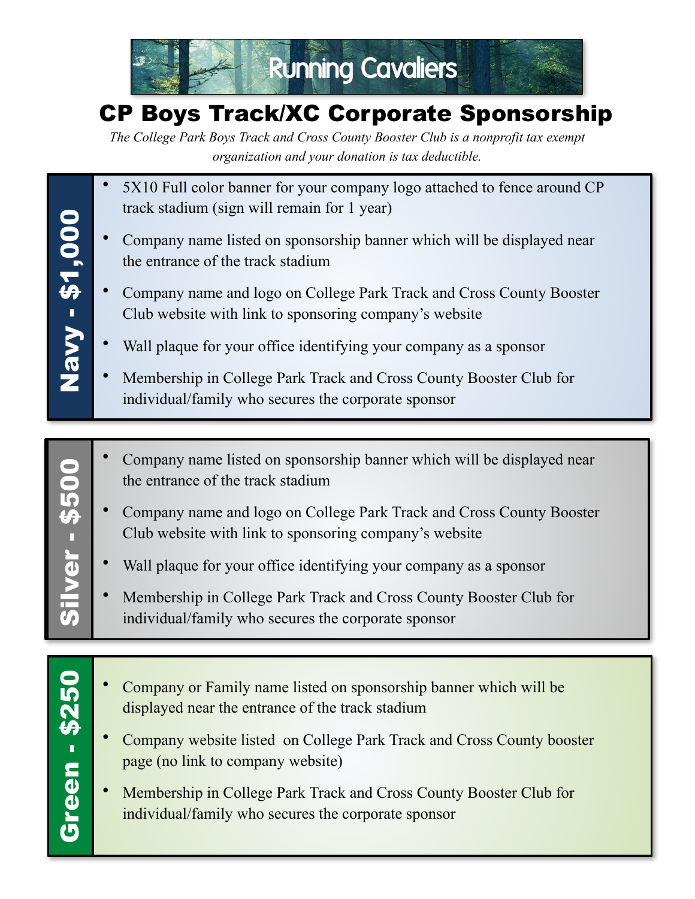# Running Cavaliers

## CP Boys Track/XC Corporate Sponsorship

*The College Park Boys Track and Cross County Booster Club is a nonprofit tax exempt organization and your donation is tax deductible.*

### Navy - $1,000

- 5X10 Full color banner for your company logo attached to fence around CP track stadium (sign will remain for 1 year)
- Company name listed on sponsorship banner which will be displayed near the entrance of the track stadium
- Company name and logo on College Park Track and Cross County Booster Club website with link to sponsoring company's website
- Wall plaque for your office identifying your company as a sponsor
- Membership in College Park Track and Cross County Booster Club for individual/family who secures the corporate sponsor

### Silver - $500

- Company name listed on sponsorship banner which will be displayed near the entrance of the track stadium
- Company name and logo on College Park Track and Cross County Booster Club website with link to sponsoring company's website
- Wall plaque for your office identifying your company as a sponsor
- Membership in College Park Track and Cross County Booster Club for individual/family who secures the corporate sponsor

### Green - $250

- Company or Family name listed on sponsorship banner which will be displayed near the entrance of the track stadium
- Company website listed on College Park Track and Cross County booster page (no link to company website)
- Membership in College Park Track and Cross County Booster Club for individual/family who secures the corporate sponsor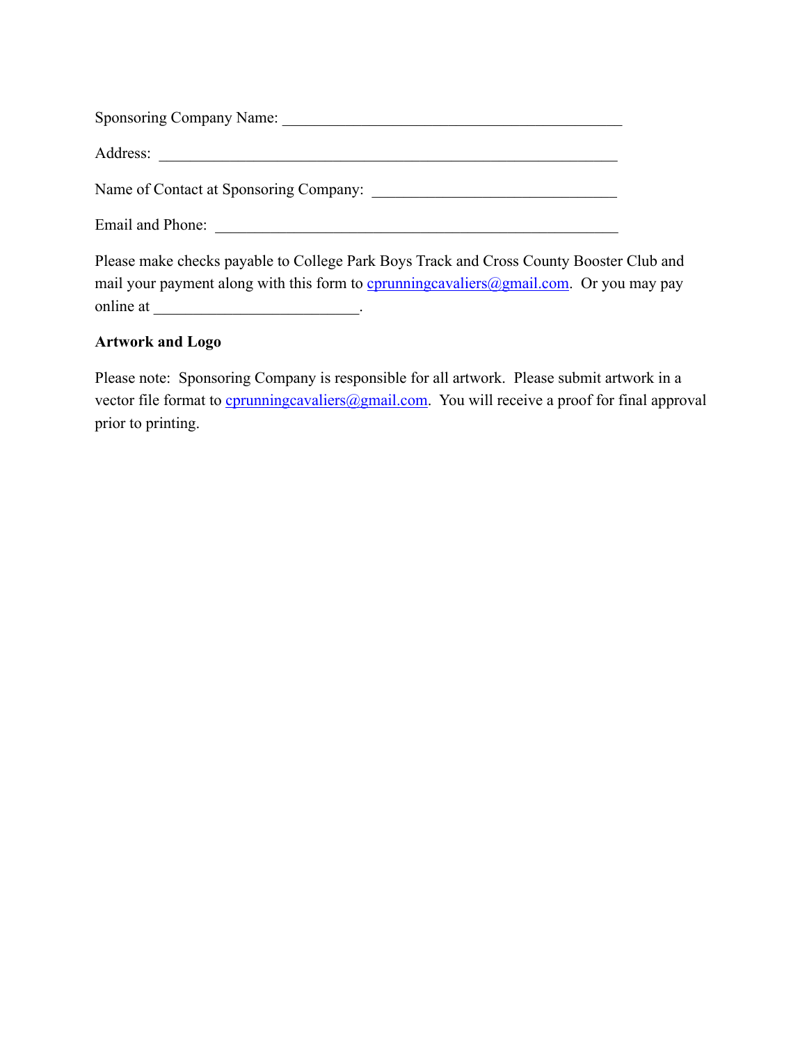Sponsoring Company Name: ____________________________________________

Address: ____________________________________________________________

Name of Contact at Sponsoring Company: ________________________________

Email and Phone: _____________________________________________________

Please make checks payable to College Park Boys Track and Cross County Booster Club and mail your payment along with this form to cprunningcavaliers@gmail.com. Or you may pay online at ___________________________.

**Artwork and Logo**

Please note: Sponsoring Company is responsible for all artwork. Please submit artwork in a vector file format to cprunningcavaliers@gmail.com. You will receive a proof for final approval prior to printing.